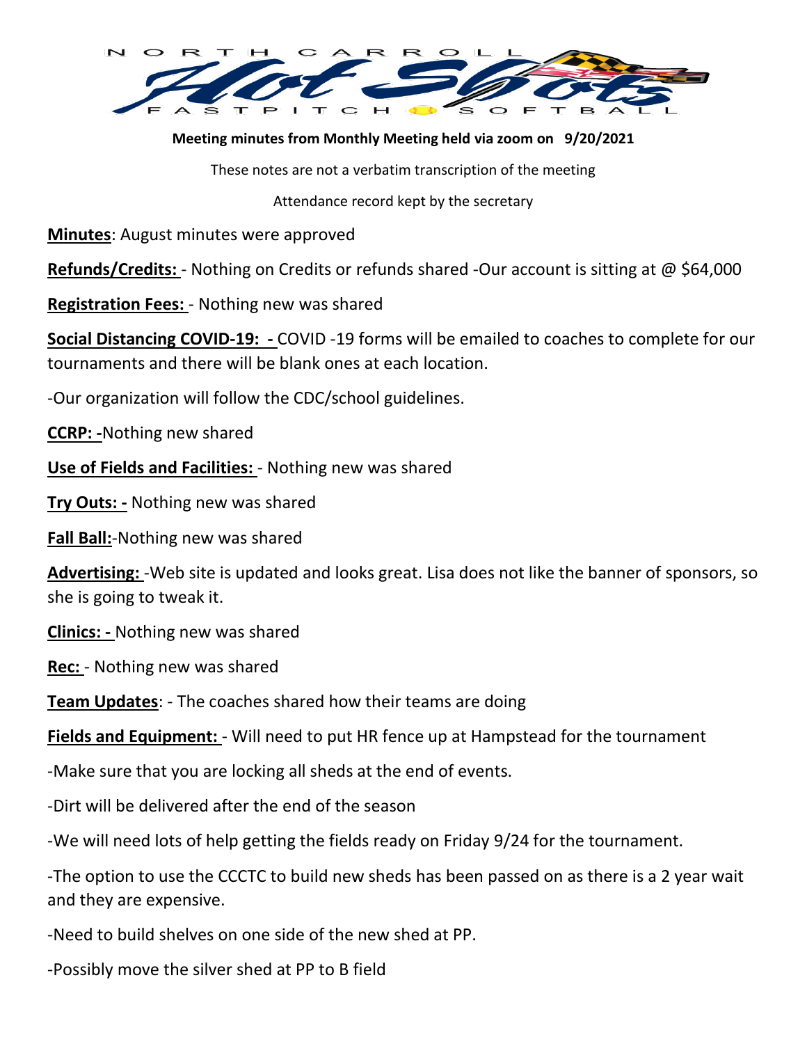NORTH CARROLL Hot Shots FASTPITCH SOFTBALL

**Meeting minutes from Monthly Meeting held via zoom on 9/20/2021**

These notes are not a verbatim transcription of the meeting

Attendance record kept by the secretary

**Minutes**: August minutes were approved

**Refunds/Credits:** - Nothing on Credits or refunds shared -Our account is sitting at @ $64,000

**Registration Fees:** - Nothing new was shared

**Social Distancing COVID-19: -** COVID -19 forms will be emailed to coaches to complete for our tournaments and there will be blank ones at each location.

-Our organization will follow the CDC/school guidelines.

**CCRP: -**Nothing new shared

**Use of Fields and Facilities:** - Nothing new was shared

**Try Outs: -** Nothing new was shared

**Fall Ball:**-Nothing new was shared

**Advertising:** -Web site is updated and looks great. Lisa does not like the banner of sponsors, so she is going to tweak it.

**Clinics: -** Nothing new was shared

**Rec:** - Nothing new was shared

**Team Updates**: - The coaches shared how their teams are doing

**Fields and Equipment:** - Will need to put HR fence up at Hampstead for the tournament

-Make sure that you are locking all sheds at the end of events.

-Dirt will be delivered after the end of the season

-We will need lots of help getting the fields ready on Friday 9/24 for the tournament.

-The option to use the CCCTC to build new sheds has been passed on as there is a 2 year wait and they are expensive.

-Need to build shelves on one side of the new shed at PP.

-Possibly move the silver shed at PP to B field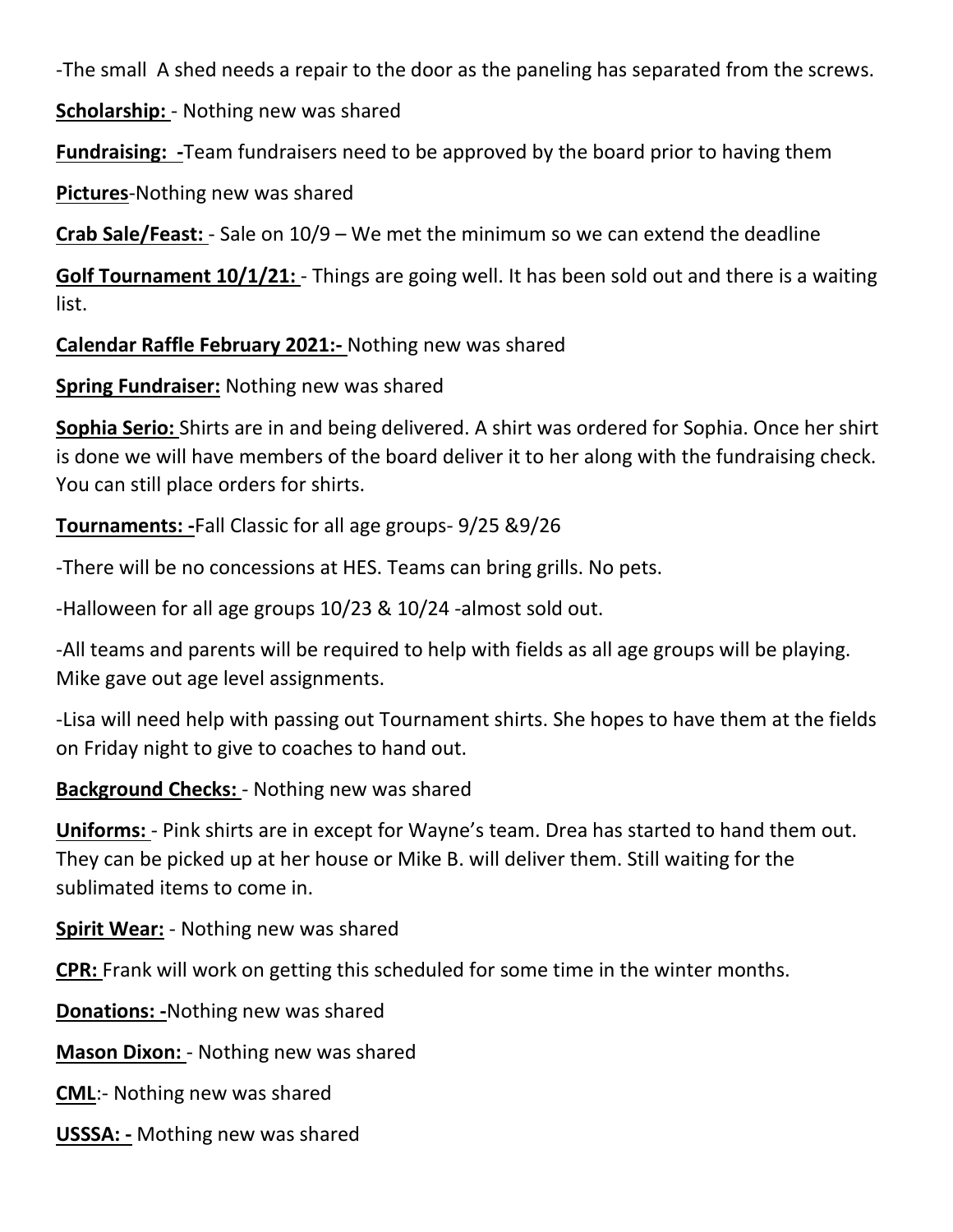-The small  A shed needs a repair to the door as the paneling has separated from the screws.

**Scholarship:** - Nothing new was shared

**Fundraising: -**Team fundraisers need to be approved by the board prior to having them

**Pictures**-Nothing new was shared

**Crab Sale/Feast:** - Sale on 10/9 – We met the minimum so we can extend the deadline

**Golf Tournament 10/1/21:** - Things are going well. It has been sold out and there is a waiting list.

**Calendar Raffle February 2021:-** Nothing new was shared

**Spring Fundraiser:** Nothing new was shared

**Sophia Serio:** Shirts are in and being delivered. A shirt was ordered for Sophia. Once her shirt is done we will have members of the board deliver it to her along with the fundraising check. You can still place orders for shirts.

**Tournaments: -**Fall Classic for all age groups- 9/25 &9/26

-There will be no concessions at HES. Teams can bring grills. No pets.

-Halloween for all age groups 10/23 & 10/24 -almost sold out.

-All teams and parents will be required to help with fields as all age groups will be playing. Mike gave out age level assignments.

-Lisa will need help with passing out Tournament shirts. She hopes to have them at the fields on Friday night to give to coaches to hand out.

**Background Checks:** - Nothing new was shared

**Uniforms:** - Pink shirts are in except for Wayne's team. Drea has started to hand them out. They can be picked up at her house or Mike B. will deliver them. Still waiting for the sublimated items to come in.

**Spirit Wear:** - Nothing new was shared

**CPR:** Frank will work on getting this scheduled for some time in the winter months.

**Donations: -**Nothing new was shared

**Mason Dixon:** - Nothing new was shared

**CML**:- Nothing new was shared

**USSSA: -** Mothing new was shared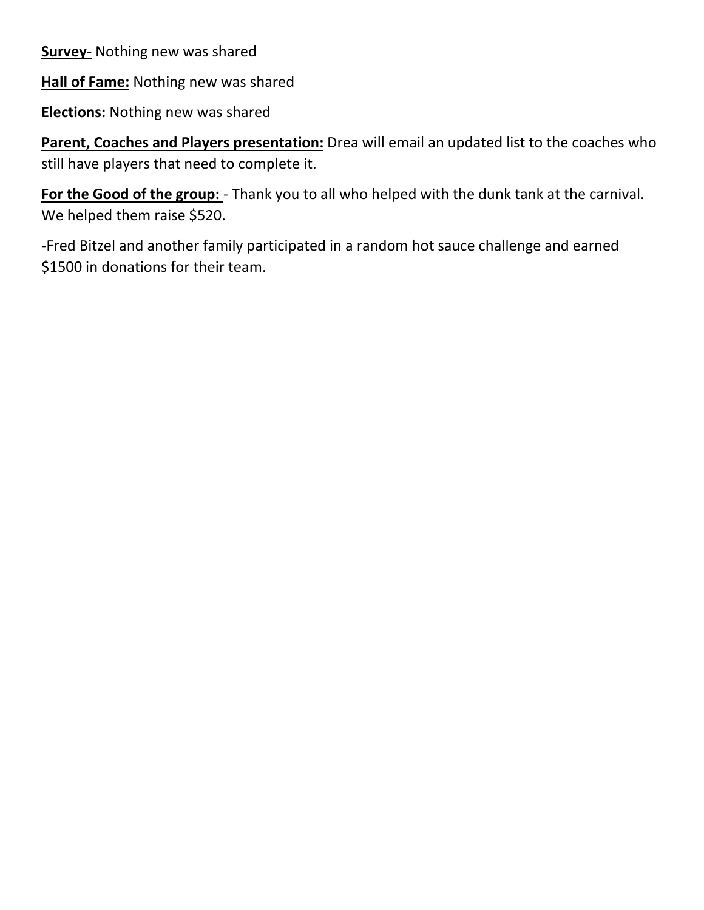**Survey-** Nothing new was shared

**Hall of Fame:** Nothing new was shared

**Elections:** Nothing new was shared

**Parent, Coaches and Players presentation:** Drea will email an updated list to the coaches who still have players that need to complete it.

**For the Good of the group:** - Thank you to all who helped with the dunk tank at the carnival. We helped them raise $520.

-Fred Bitzel and another family participated in a random hot sauce challenge and earned $1500 in donations for their team.